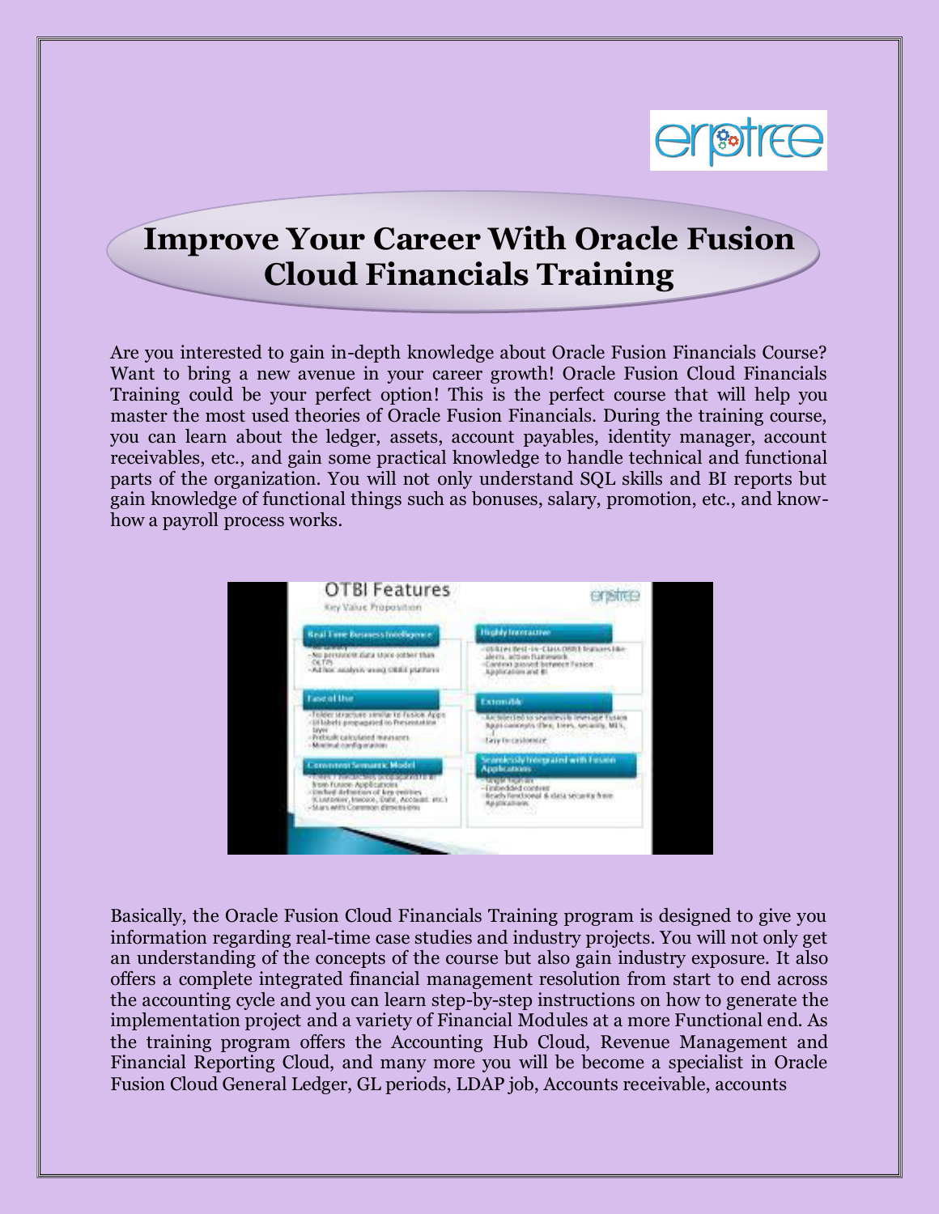# Improve Your Career With Oracle Fusion Cloud Financials Training

Are you interested to gain in-depth knowledge about Oracle Fusion Financials Course? Want to bring a new avenue in your career growth! Oracle Fusion Cloud Financials Training could be your perfect option! This is the perfect course that will help you master the most used theories of Oracle Fusion Financials. During the training course, you can learn about the ledger, assets, account payables, identity manager, account receivables, etc., and gain some practical knowledge to handle technical and functional parts of the organization. You will not only understand SQL skills and BI reports but gain knowledge of functional things such as bonuses, salary, promotion, etc., and know-how a payroll process works.

Basically, the Oracle Fusion Cloud Financials Training program is designed to give you information regarding real-time case studies and industry projects. You will not only get an understanding of the concepts of the course but also gain industry exposure. It also offers a complete integrated financial management resolution from start to end across the accounting cycle and you can learn step-by-step instructions on how to generate the implementation project and a variety of Financial Modules at a more Functional end. As the training program offers the Accounting Hub Cloud, Revenue Management and Financial Reporting Cloud, and many more you will be become a specialist in Oracle Fusion Cloud General Ledger, GL periods, LDAP job, Accounts receivable, accounts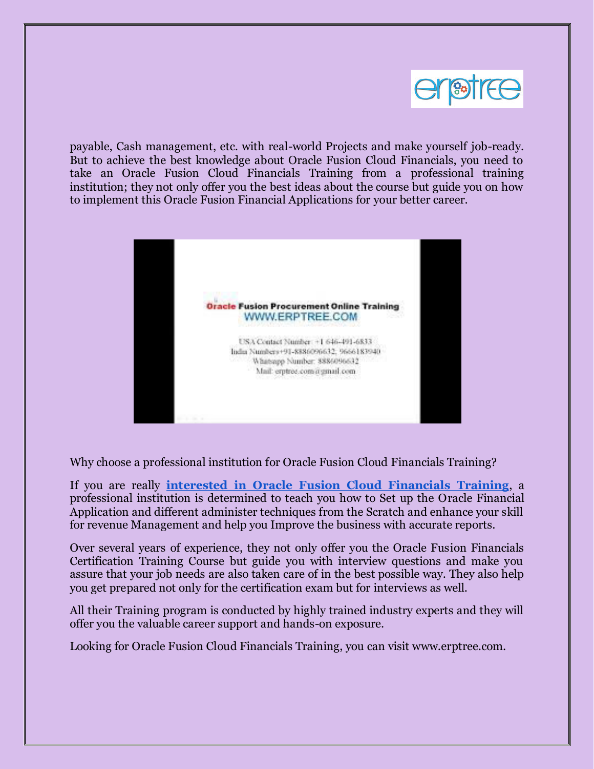payable, Cash management, etc. with real-world Projects and make yourself job-ready. But to achieve the best knowledge about Oracle Fusion Cloud Financials, you need to take an Oracle Fusion Cloud Financials Training from a professional training institution; they not only offer you the best ideas about the course but guide you on how to implement this Oracle Fusion Financial Applications for your better career.

Why choose a professional institution for Oracle Fusion Cloud Financials Training?

If you are really **interested in Oracle Fusion Cloud Financials Training**, a professional institution is determined to teach you how to Set up the Oracle Financial Application and different administer techniques from the Scratch and enhance your skill for revenue Management and help you Improve the business with accurate reports.

Over several years of experience, they not only offer you the Oracle Fusion Financials Certification Training Course but guide you with interview questions and make you assure that your job needs are also taken care of in the best possible way. They also help you get prepared not only for the certification exam but for interviews as well.

All their Training program is conducted by highly trained industry experts and they will offer you the valuable career support and hands-on exposure.

Looking for Oracle Fusion Cloud Financials Training, you can visit www.erptree.com.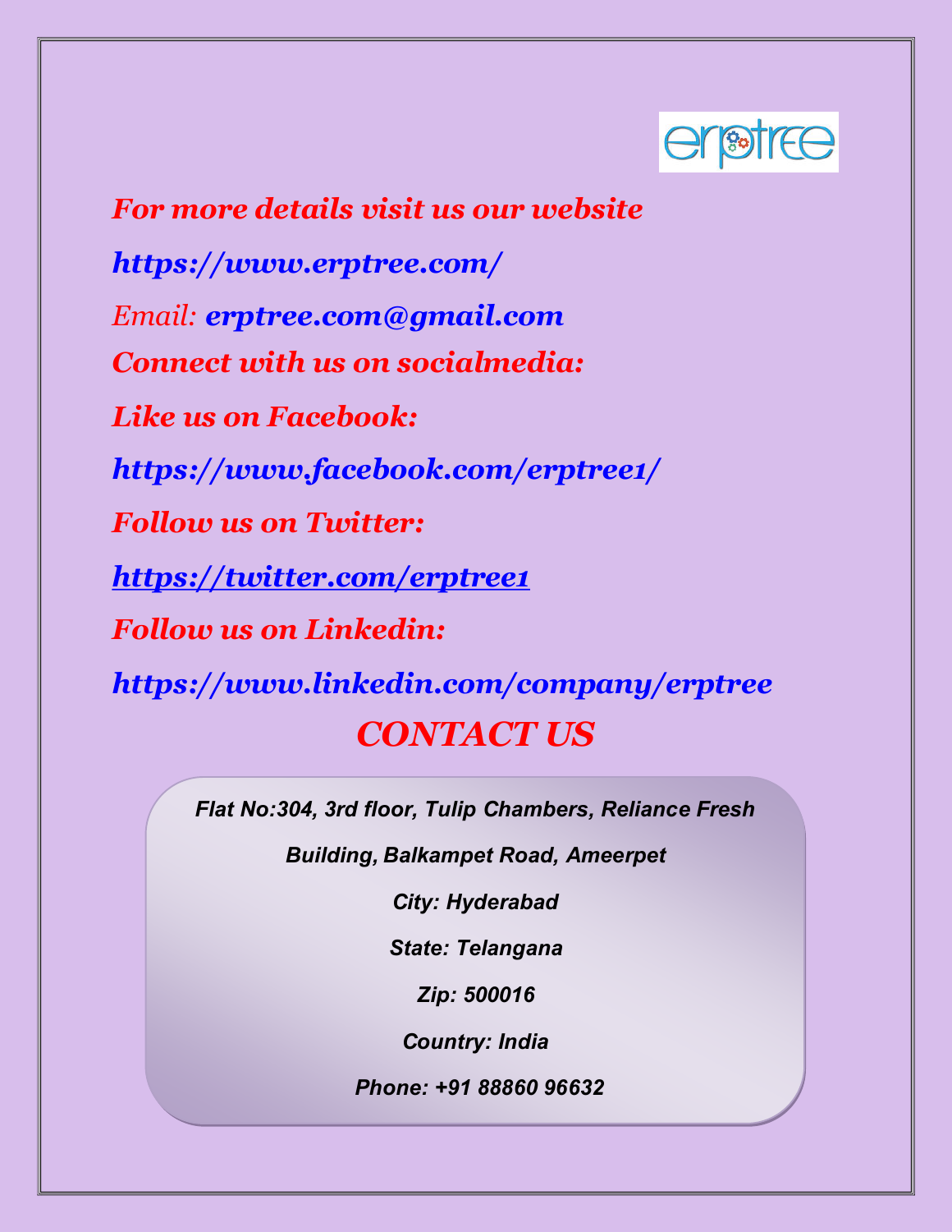***For more details visit us our website***

***https://www.erptree.com/***

*Email:* ***erptree.com@gmail.com***

***Connect with us on socialmedia:***

***Like us on Facebook:***

***https://www.facebook.com/erptree1/***

***Follow us on Twitter:***

***https://twitter.com/erptree1***

***Follow us on Linkedin:***

***https://www.linkedin.com/company/erptree***

## *CONTACT US*

***Flat No:304, 3rd floor, Tulip Chambers, Reliance Fresh Building, Balkampet Road, Ameerpet***

***City: Hyderabad***

***State: Telangana***

***Zip: 500016***

***Country: India***

***Phone: +91 88860 96632***